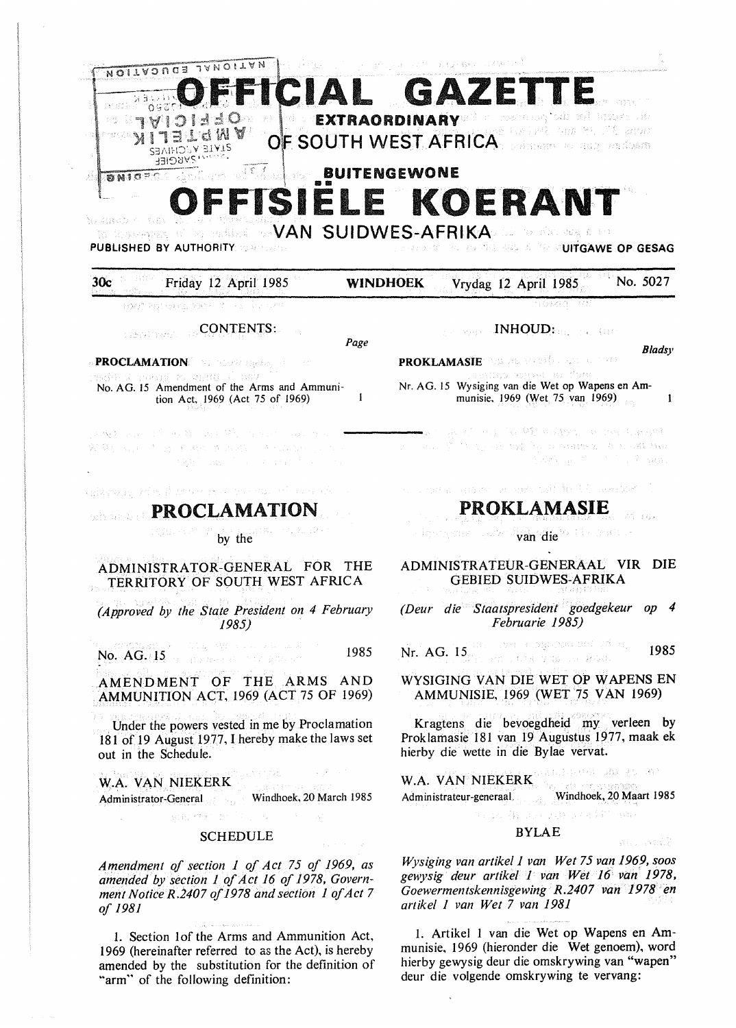# OFFICIAL GAZETTE

**EXTRAORDINARY**

OF SOUTH WEST AFRICA

**BUITENGEWONE**

# OFFISIËLE KOERANT

VAN SUIDWES-AFRIKA

PUBLISHED BY AUTHORITY — UITGAWE OP GESAG

30c — Friday 12 April 1985 — **WINDHOEK** — Vrydag 12 April 1985 — No. 5027

CONTENTS: *Page*

**PROCLAMATION**

No. AG. 15 Amendment of the Arms and Ammunition Act, 1969 (Act 75 of 1969) — 1

INHOUD: *Bladsy*

**PROKLAMASIE**

Nr. AG. 15 Wysiging van die Wet op Wapens en Ammunisie, 1969 (Wet 75 van 1969) — 1

---

## PROCLAMATION

by the

ADMINISTRATOR-GENERAL FOR THE TERRITORY OF SOUTH WEST AFRICA

*(Approved by the State President on 4 February 1985)*

No. AG. 15 — 1985

AMENDMENT OF THE ARMS AND AMMUNITION ACT, 1969 (ACT 75 OF 1969)

Under the powers vested in me by Proclamation 181 of 19 August 1977, I hereby make the laws set out in the Schedule.

W.A. VAN NIEKERK
Administrator-General — Windhoek, 20 March 1985

SCHEDULE

*Amendment of section 1 of Act 75 of 1969, as amended by section 1 of Act 16 of 1978, Government Notice R.2407 of 1978 and section 1 of Act 7 of 1981*

1. Section 1of the Arms and Ammunition Act, 1969 (hereinafter referred to as the Act), is hereby amended by the substitution for the definition of "arm" of the following definition:

## PROKLAMASIE

van die

ADMINISTRATEUR-GENERAAL VIR DIE GEBIED SUIDWES-AFRIKA

*(Deur die Staatspresident goedgekeur op 4 Februarie 1985)*

Nr. AG. 15 — 1985

WYSIGING VAN DIE WET OP WAPENS EN AMMUNISIE, 1969 (WET 75 VAN 1969)

Kragtens die bevoegdheid my verleen by Proklamasie 181 van 19 Augustus 1977, maak ek hierby die wette in die Bylae vervat.

W.A. VAN NIEKERK
Administrateur-generaal — Windhoek, 20 Maart 1985

BYLAE

*Wysiging van artikel 1 van Wet 75 van 1969, soos gewysig deur artikel 1 van Wet 16 van 1978, Goewermentskennisgewing R.2407 van 1978 en artikel 1 van Wet 7 van 1981*

1. Artikel 1 van die Wet op Wapens en Ammunisie, 1969 (hieronder die Wet genoem), word hierby gewysig deur die omskrywing van "wapen" deur die volgende omskrywing te vervang: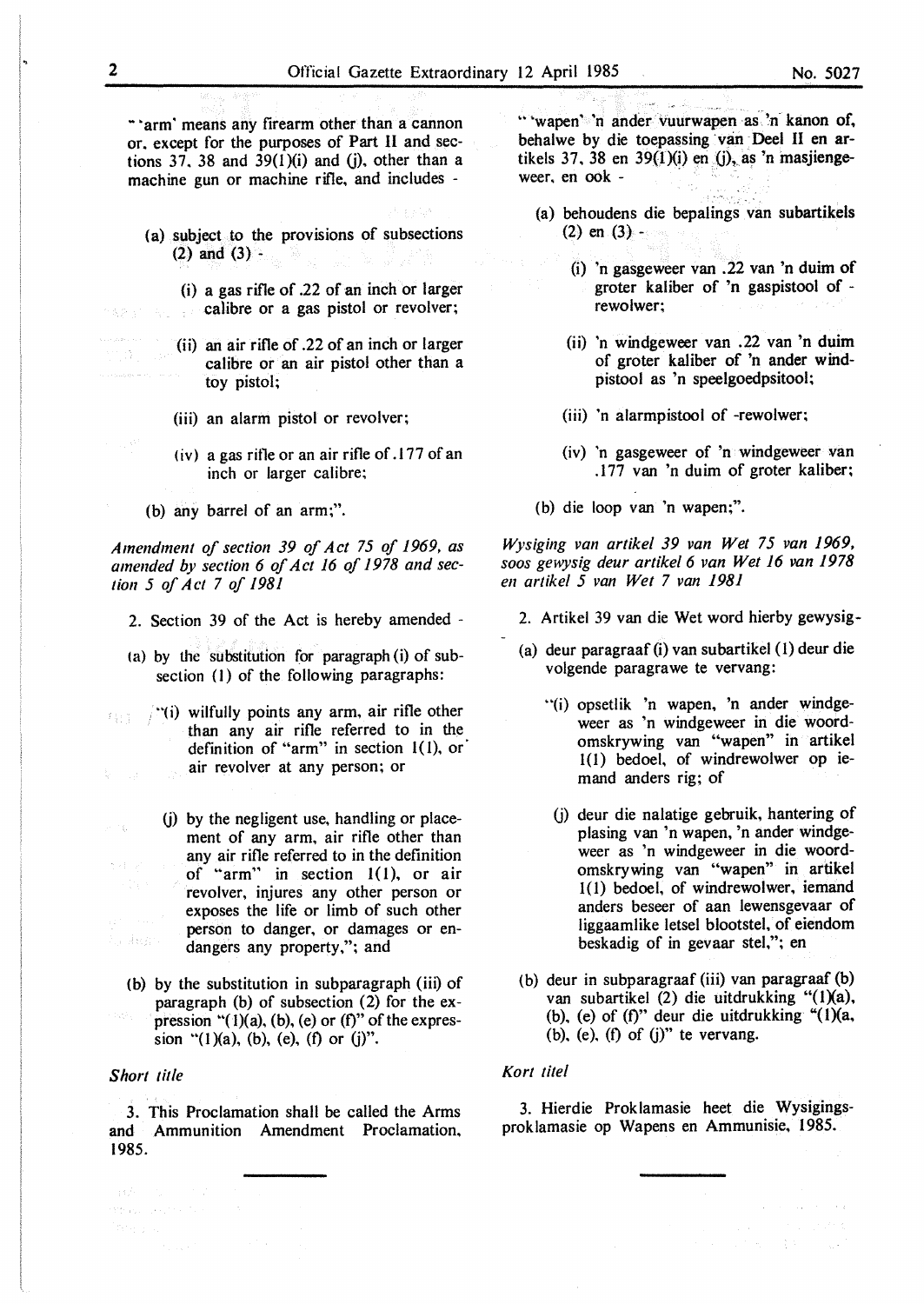"'arm' means any firearm other than a cannon or, except for the purposes of Part II and sections 37, 38 and 39(1)(i) and (j), other than a machine gun or machine rifle, and includes -

(a) subject to the provisions of subsections (2) and (3) -

(i) a gas rifle of .22 of an inch or larger calibre or a gas pistol or revolver;

(ii) an air rifle of .22 of an inch or larger calibre or an air pistol other than a toy pistol;

(iii) an alarm pistol or revolver;

(iv) a gas rifle or an air rifle of .177 of an inch or larger calibre;

(b) any barrel of an arm;".

*Amendment of section 39 of Act 75 of 1969, as amended by section 6 of Act 16 of 1978 and section 5 of Act 7 of 1981*

2. Section 39 of the Act is hereby amended -

(a) by the substitution for paragraph (i) of subsection (1) of the following paragraphs:

"(i) wilfully points any arm, air rifle other than any air rifle referred to in the definition of "arm" in section 1(1), or air revolver at any person; or

(j) by the negligent use, handling or placement of any arm, air rifle other than any air rifle referred to in the definition of "arm" in section 1(1), or air revolver, injures any other person or exposes the life or limb of such other person to danger, or damages or endangers any property,"; and

(b) by the substitution in subparagraph (iii) of paragraph (b) of subsection (2) for the expression "(1)(a), (b), (e) or (f)" of the expression "(1)(a), (b), (e), (f) or (j)".

*Short title*

3. This Proclamation shall be called the Arms and Ammunition Amendment Proclamation, 1985.

"'wapen' 'n ander vuurwapen as 'n kanon of, behalwe by die toepassing van Deel II en artikels 37, 38 en 39(1)(i) en (j), as 'n masjiengeweer, en ook -

(a) behoudens die bepalings van subartikels (2) en (3) -

(i) 'n gasgeweer van .22 van 'n duim of groter kaliber of 'n gaspistool of -rewolwer;

(ii) 'n windgeweer van .22 van 'n duim of groter kaliber of 'n ander windpistool as 'n speelgoedpsitool;

(iii) 'n alarmpistool of -rewolwer;

(iv) 'n gasgeweer of 'n windgeweer van .177 van 'n duim of groter kaliber;

(b) die loop van 'n wapen;".

*Wysiging van artikel 39 van Wet 75 van 1969, soos gewysig deur artikel 6 van Wet 16 van 1978 en artikel 5 van Wet 7 van 1981*

2. Artikel 39 van die Wet word hierby gewysig-

(a) deur paragraaf (i) van subartikel (1) deur die volgende paragrawe te vervang:

"(i) opsetlik 'n wapen, 'n ander windgeweer as 'n windgeweer in die woordomskrywing van "wapen" in artikel 1(1) bedoel, of windrewolwer op iemand anders rig; of

(j) deur die nalatige gebruik, hantering of plasing van 'n wapen, 'n ander windgeweer as 'n windgeweer in die woordomskrywing van "wapen" in artikel 1(1) bedoel, of windrewolwer, iemand anders beseer of aan lewensgevaar of liggaamlike letsel blootstel, of eiendom beskadig of in gevaar stel,"; en

(b) deur in subparagraaf (iii) van paragraaf (b) van subartikel (2) die uitdrukking "(1)(a), (b), (e) of (f)" deur die uitdrukking "(1)(a, (b), (e), (f) of (j)" te vervang.

*Kort titel*

3. Hierdie Proklamasie heet die Wysigingsproklamasie op Wapens en Ammunisie, 1985.